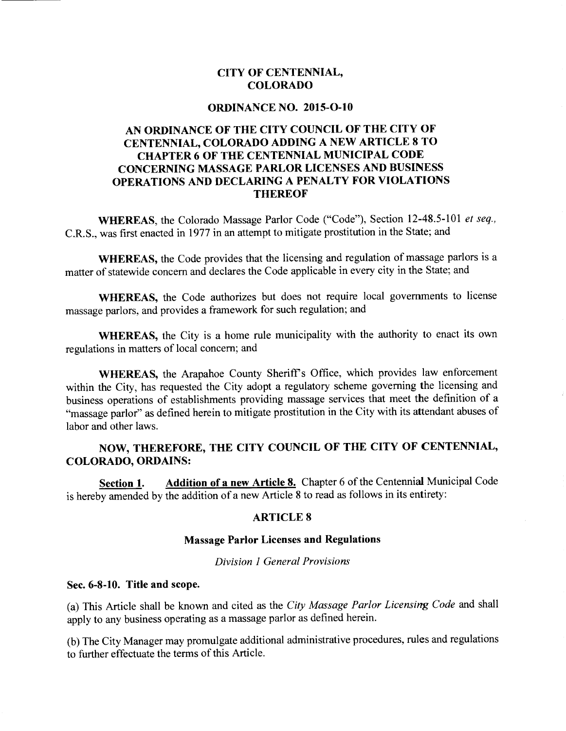# CITY OF CENTENNIAL, COLORADO

## ORDINANCE NO. 2015-O-10

## AN ORDINANCE OF THE CITY COUNCIL OF THE CITY OF CENTENNIAL, COLORADO ADDING A NEW ARTICLE 8 TO CHAPTER 6 OF THE CENTENNIAL MUNICIPAL CODE CONCERNING MASSAGE PARLOR LICENSES AND BUSINESS OPERATIONS AND DECLARING A PENALTY FOR VIOLATIONS THEREOF

**WHEREAS,** the Colorado Massage Parlor Code ("Code"), Section 12-48.5-101 *et seq.*, C.R.S., was first enacted in 1977 in an attempt to mitigate prostitution in the State; and

**WHEREAS,** the Code provides that the licensing and regulation of massage parlors is a matter of statewide concern and declares the Code applicable in every city in the State; and

**WHEREAS,** the Code authorizes but does not require local governments to license massage parlors, and provides a framework for such regulation; and

**WHEREAS,** the City is a home rule municipality with the authority to enact its own regulations in matters of local concern; and

**WHEREAS,** the Arapahoe County Sheriff's Office, which provides law enforcement within the City, has requested the City adopt a regulatory scheme governing the licensing and business operations of establishments providing massage services that meet the definition of a "massage parlor" as defined herein to mitigate prostitution in the City with its attendant abuses of labor and other laws.

**NOW, THEREFORE, THE CITY COUNCIL OF THE CITY OF CENTENNIAL, COLORADO, ORDAINS:**

**Section 1. Addition of a new Article 8.** Chapter 6 of the Centennial Municipal Code is hereby amended by the addition of a new Article 8 to read as follows in its entirety:

### ARTICLE 8

### Massage Parlor Licenses and Regulations

*Division 1 General Provisions*

**Sec. 6-8-10. Title and scope.**

(a) This Article shall be known and cited as the *City Massage Parlor Licensing Code* and shall apply to any business operating as a massage parlor as defined herein.

(b) The City Manager may promulgate additional administrative procedures, rules and regulations to further effectuate the terms of this Article.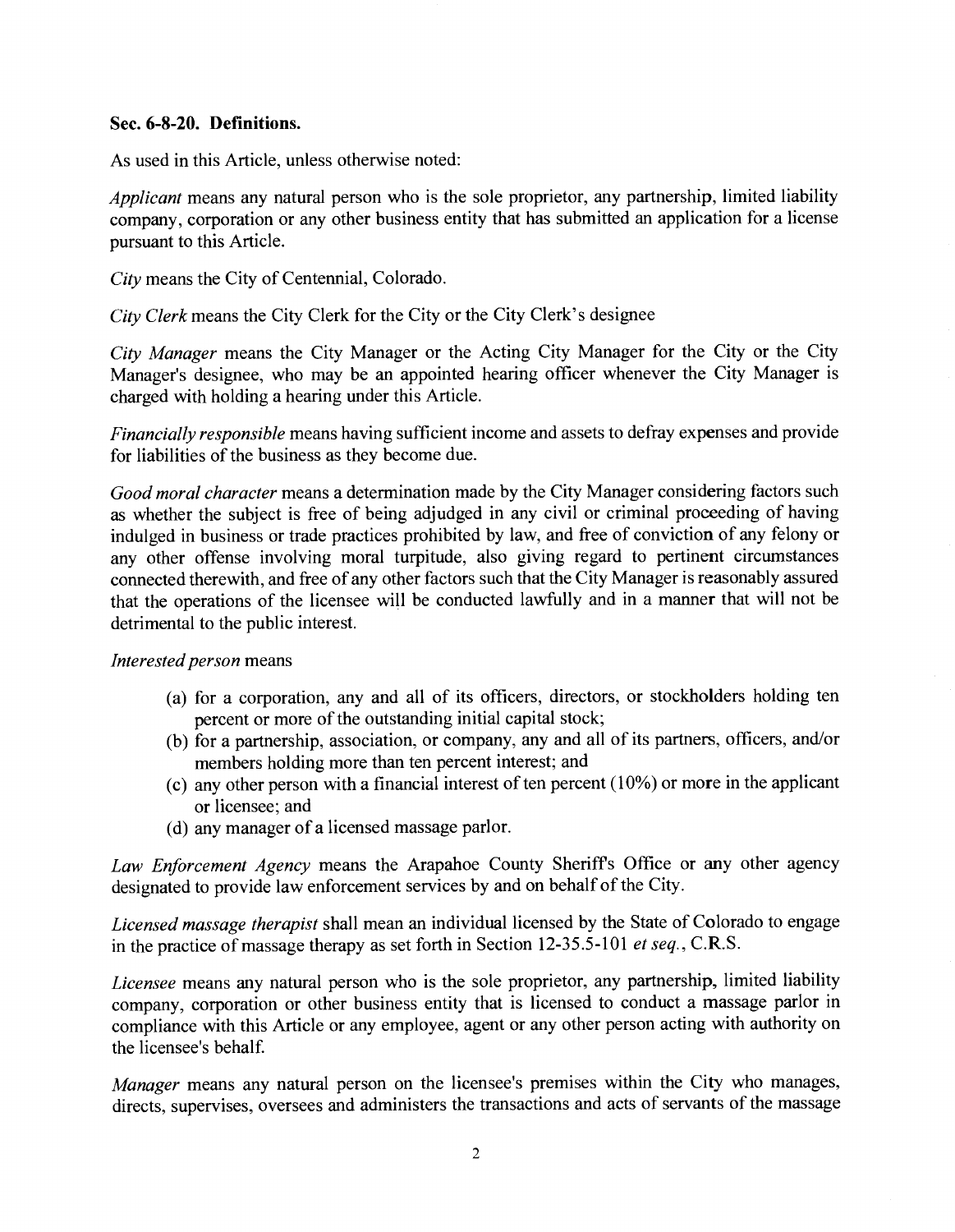**Sec. 6-8-20. Definitions.**

As used in this Article, unless otherwise noted:

*Applicant* means any natural person who is the sole proprietor, any partnership, limited liability company, corporation or any other business entity that has submitted an application for a license pursuant to this Article.

*City* means the City of Centennial, Colorado.

*City Clerk* means the City Clerk for the City or the City Clerk's designee

*City Manager* means the City Manager or the Acting City Manager for the City or the City Manager's designee, who may be an appointed hearing officer whenever the City Manager is charged with holding a hearing under this Article.

*Financially responsible* means having sufficient income and assets to defray expenses and provide for liabilities of the business as they become due.

*Good moral character* means a determination made by the City Manager considering factors such as whether the subject is free of being adjudged in any civil or criminal proceeding of having indulged in business or trade practices prohibited by law, and free of conviction of any felony or any other offense involving moral turpitude, also giving regard to pertinent circumstances connected therewith, and free of any other factors such that the City Manager is reasonably assured that the operations of the licensee will be conducted lawfully and in a manner that will not be detrimental to the public interest.

*Interested person* means

(a) for a corporation, any and all of its officers, directors, or stockholders holding ten percent or more of the outstanding initial capital stock;
(b) for a partnership, association, or company, any and all of its partners, officers, and/or members holding more than ten percent interest; and
(c) any other person with a financial interest of ten percent (10%) or more in the applicant or licensee; and
(d) any manager of a licensed massage parlor.

*Law Enforcement Agency* means the Arapahoe County Sheriff's Office or any other agency designated to provide law enforcement services by and on behalf of the City.

*Licensed massage therapist* shall mean an individual licensed by the State of Colorado to engage in the practice of massage therapy as set forth in Section 12-35.5-101 *et seq.*, C.R.S.

*Licensee* means any natural person who is the sole proprietor, any partnership, limited liability company, corporation or other business entity that is licensed to conduct a massage parlor in compliance with this Article or any employee, agent or any other person acting with authority on the licensee's behalf.

*Manager* means any natural person on the licensee's premises within the City who manages, directs, supervises, oversees and administers the transactions and acts of servants of the massage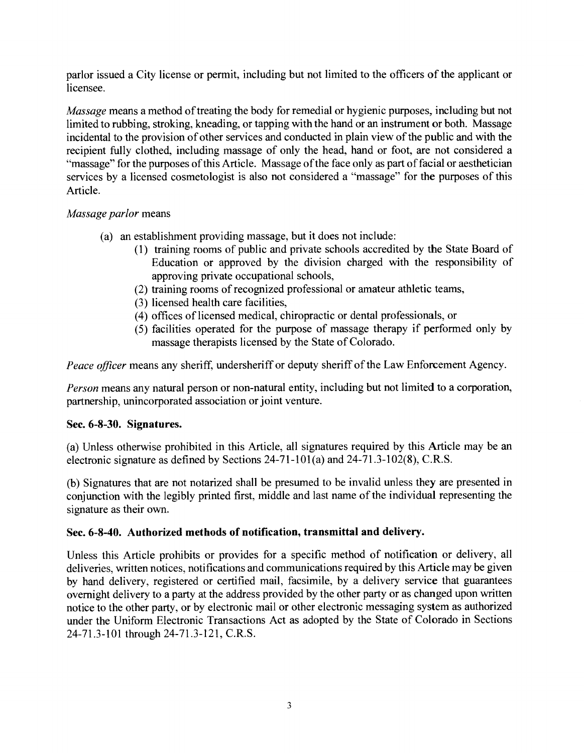parlor issued a City license or permit, including but not limited to the officers of the applicant or licensee.

*Massage* means a method of treating the body for remedial or hygienic purposes, including but not limited to rubbing, stroking, kneading, or tapping with the hand or an instrument or both. Massage incidental to the provision of other services and conducted in plain view of the public and with the recipient fully clothed, including massage of only the head, hand or foot, are not considered a "massage" for the purposes of this Article. Massage of the face only as part of facial or aesthetician services by a licensed cosmetologist is also not considered a "massage" for the purposes of this Article.

*Massage parlor* means

- (a) an establishment providing massage, but it does not include:
  - (1) training rooms of public and private schools accredited by the State Board of Education or approved by the division charged with the responsibility of approving private occupational schools,
  - (2) training rooms of recognized professional or amateur athletic teams,
  - (3) licensed health care facilities,
  - (4) offices of licensed medical, chiropractic or dental professionals, or
  - (5) facilities operated for the purpose of massage therapy if performed only by massage therapists licensed by the State of Colorado.

*Peace officer* means any sheriff, undersheriff or deputy sheriff of the Law Enforcement Agency.

*Person* means any natural person or non-natural entity, including but not limited to a corporation, partnership, unincorporated association or joint venture.

### Sec. 6-8-30. Signatures.

(a) Unless otherwise prohibited in this Article, all signatures required by this Article may be an electronic signature as defined by Sections 24-71-101(a) and 24-71.3-102(8), C.R.S.

(b) Signatures that are not notarized shall be presumed to be invalid unless they are presented in conjunction with the legibly printed first, middle and last name of the individual representing the signature as their own.

### Sec. 6-8-40. Authorized methods of notification, transmittal and delivery.

Unless this Article prohibits or provides for a specific method of notification or delivery, all deliveries, written notices, notifications and communications required by this Article may be given by hand delivery, registered or certified mail, facsimile, by a delivery service that guarantees overnight delivery to a party at the address provided by the other party or as changed upon written notice to the other party, or by electronic mail or other electronic messaging system as authorized under the Uniform Electronic Transactions Act as adopted by the State of Colorado in Sections 24-71.3-101 through 24-71.3-121, C.R.S.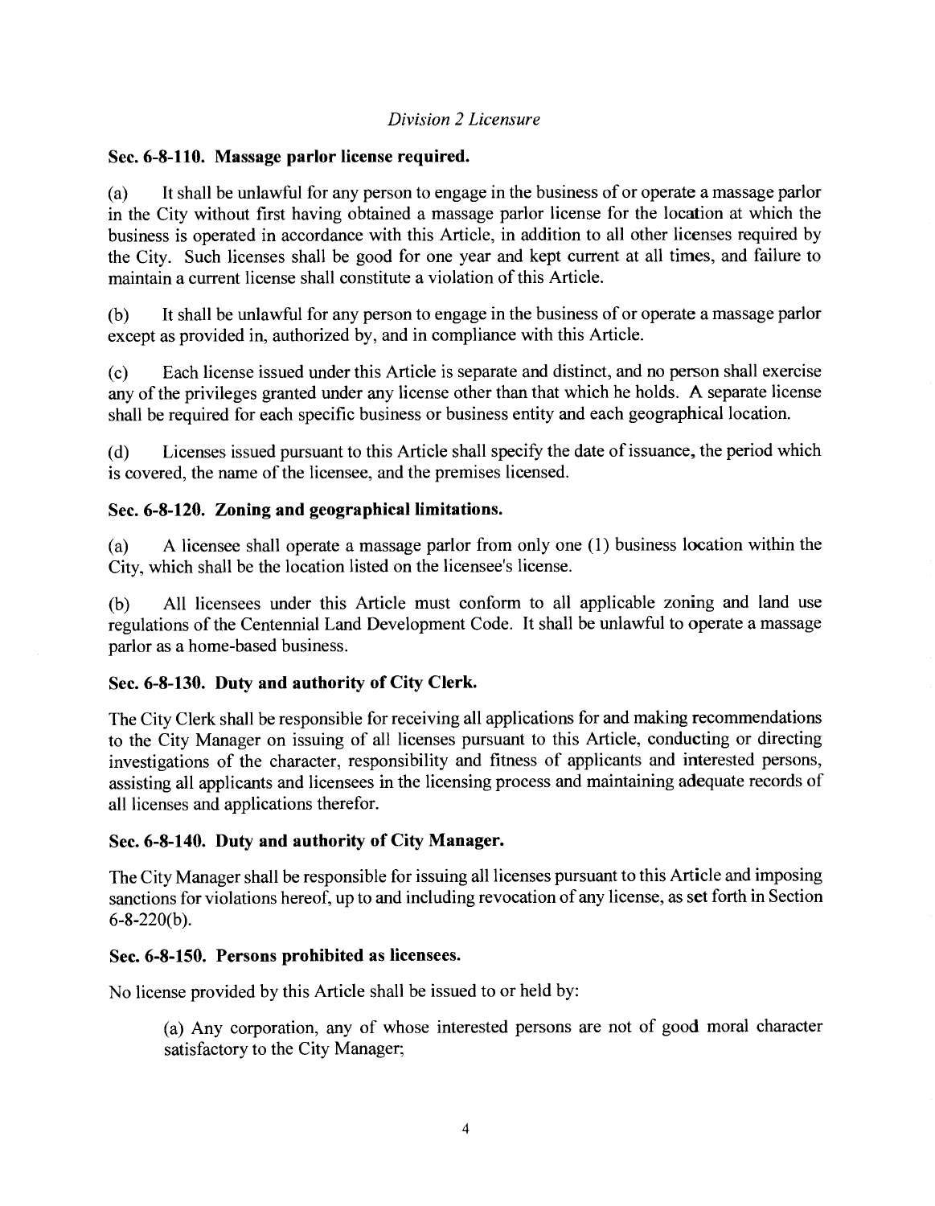*Division 2 Licensure*

**Sec. 6-8-110. Massage parlor license required.**

(a) It shall be unlawful for any person to engage in the business of or operate a massage parlor in the City without first having obtained a massage parlor license for the location at which the business is operated in accordance with this Article, in addition to all other licenses required by the City. Such licenses shall be good for one year and kept current at all times, and failure to maintain a current license shall constitute a violation of this Article.

(b) It shall be unlawful for any person to engage in the business of or operate a massage parlor except as provided in, authorized by, and in compliance with this Article.

(c) Each license issued under this Article is separate and distinct, and no person shall exercise any of the privileges granted under any license other than that which he holds. A separate license shall be required for each specific business or business entity and each geographical location.

(d) Licenses issued pursuant to this Article shall specify the date of issuance, the period which is covered, the name of the licensee, and the premises licensed.

**Sec. 6-8-120. Zoning and geographical limitations.**

(a) A licensee shall operate a massage parlor from only one (1) business location within the City, which shall be the location listed on the licensee's license.

(b) All licensees under this Article must conform to all applicable zoning and land use regulations of the Centennial Land Development Code. It shall be unlawful to operate a massage parlor as a home-based business.

**Sec. 6-8-130. Duty and authority of City Clerk.**

The City Clerk shall be responsible for receiving all applications for and making recommendations to the City Manager on issuing of all licenses pursuant to this Article, conducting or directing investigations of the character, responsibility and fitness of applicants and interested persons, assisting all applicants and licensees in the licensing process and maintaining adequate records of all licenses and applications therefor.

**Sec. 6-8-140. Duty and authority of City Manager.**

The City Manager shall be responsible for issuing all licenses pursuant to this Article and imposing sanctions for violations hereof, up to and including revocation of any license, as set forth in Section 6-8-220(b).

**Sec. 6-8-150. Persons prohibited as licensees.**

No license provided by this Article shall be issued to or held by:

(a) Any corporation, any of whose interested persons are not of good moral character satisfactory to the City Manager;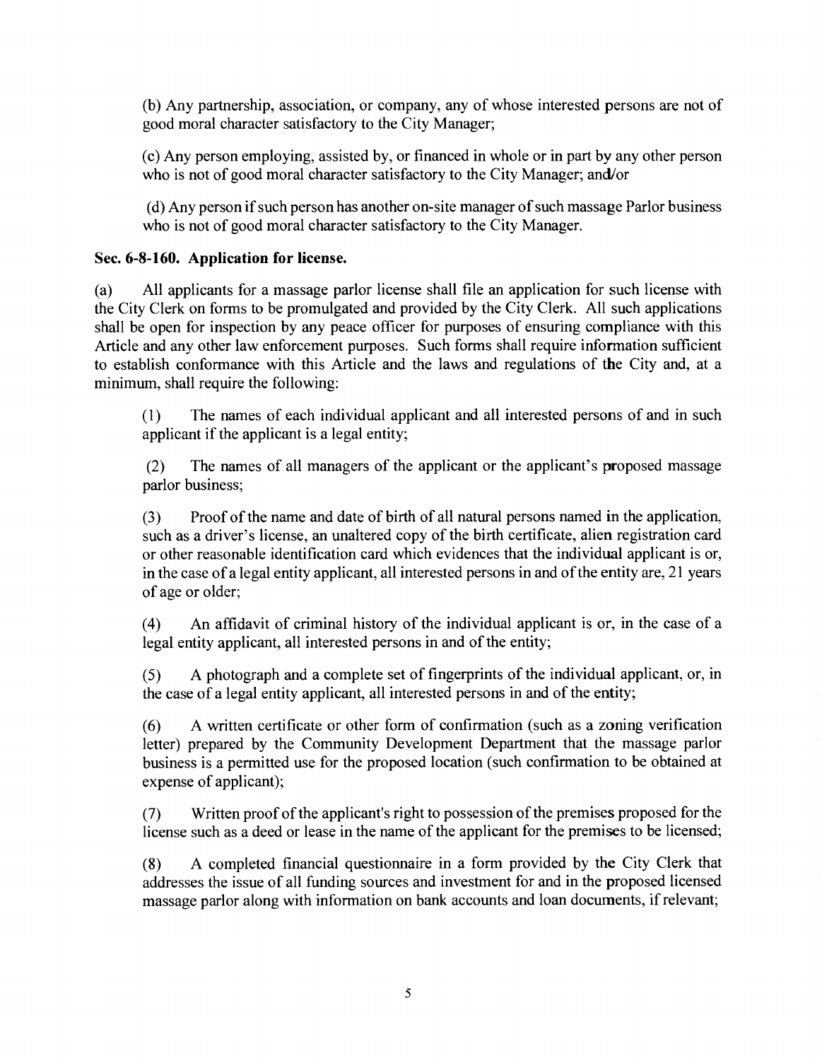(b) Any partnership, association, or company, any of whose interested persons are not of good moral character satisfactory to the City Manager;

(c) Any person employing, assisted by, or financed in whole or in part by any other person who is not of good moral character satisfactory to the City Manager; and/or

(d) Any person if such person has another on-site manager of such massage Parlor business who is not of good moral character satisfactory to the City Manager.

**Sec. 6-8-160. Application for license.**

(a) All applicants for a massage parlor license shall file an application for such license with the City Clerk on forms to be promulgated and provided by the City Clerk. All such applications shall be open for inspection by any peace officer for purposes of ensuring compliance with this Article and any other law enforcement purposes. Such forms shall require information sufficient to establish conformance with this Article and the laws and regulations of the City and, at a minimum, shall require the following:

(1) The names of each individual applicant and all interested persons of and in such applicant if the applicant is a legal entity;

(2) The names of all managers of the applicant or the applicant's proposed massage parlor business;

(3) Proof of the name and date of birth of all natural persons named in the application, such as a driver's license, an unaltered copy of the birth certificate, alien registration card or other reasonable identification card which evidences that the individual applicant is or, in the case of a legal entity applicant, all interested persons in and of the entity are, 21 years of age or older;

(4) An affidavit of criminal history of the individual applicant is or, in the case of a legal entity applicant, all interested persons in and of the entity;

(5) A photograph and a complete set of fingerprints of the individual applicant, or, in the case of a legal entity applicant, all interested persons in and of the entity;

(6) A written certificate or other form of confirmation (such as a zoning verification letter) prepared by the Community Development Department that the massage parlor business is a permitted use for the proposed location (such confirmation to be obtained at expense of applicant);

(7) Written proof of the applicant's right to possession of the premises proposed for the license such as a deed or lease in the name of the applicant for the premises to be licensed;

(8) A completed financial questionnaire in a form provided by the City Clerk that addresses the issue of all funding sources and investment for and in the proposed licensed massage parlor along with information on bank accounts and loan documents, if relevant;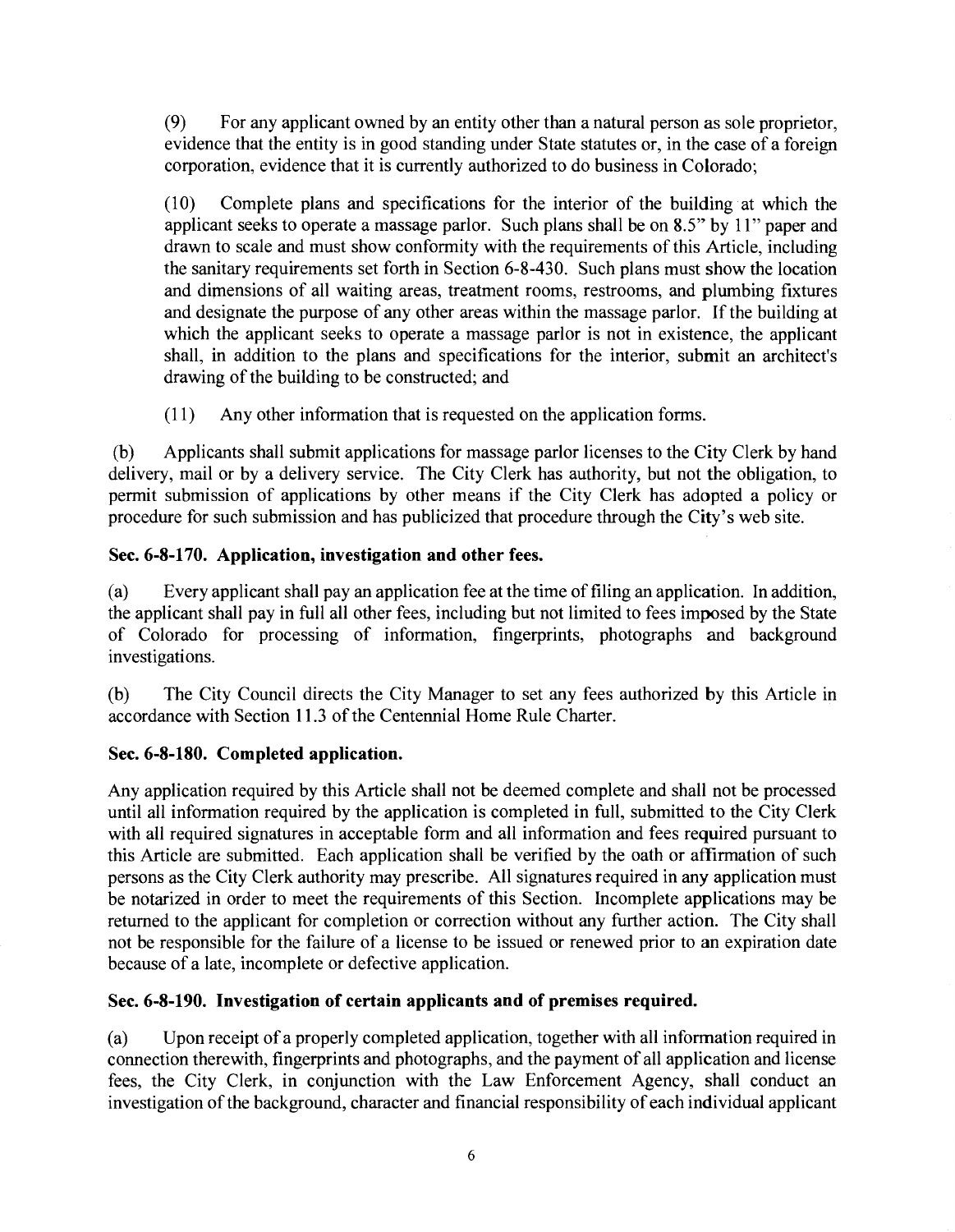(9) For any applicant owned by an entity other than a natural person as sole proprietor, evidence that the entity is in good standing under State statutes or, in the case of a foreign corporation, evidence that it is currently authorized to do business in Colorado;

(10) Complete plans and specifications for the interior of the building at which the applicant seeks to operate a massage parlor. Such plans shall be on 8.5" by 11" paper and drawn to scale and must show conformity with the requirements of this Article, including the sanitary requirements set forth in Section 6-8-430. Such plans must show the location and dimensions of all waiting areas, treatment rooms, restrooms, and plumbing fixtures and designate the purpose of any other areas within the massage parlor. If the building at which the applicant seeks to operate a massage parlor is not in existence, the applicant shall, in addition to the plans and specifications for the interior, submit an architect's drawing of the building to be constructed; and

(11) Any other information that is requested on the application forms.

(b) Applicants shall submit applications for massage parlor licenses to the City Clerk by hand delivery, mail or by a delivery service. The City Clerk has authority, but not the obligation, to permit submission of applications by other means if the City Clerk has adopted a policy or procedure for such submission and has publicized that procedure through the City's web site.

### Sec. 6-8-170. Application, investigation and other fees.

(a) Every applicant shall pay an application fee at the time of filing an application. In addition, the applicant shall pay in full all other fees, including but not limited to fees imposed by the State of Colorado for processing of information, fingerprints, photographs and background investigations.

(b) The City Council directs the City Manager to set any fees authorized by this Article in accordance with Section 11.3 of the Centennial Home Rule Charter.

### Sec. 6-8-180. Completed application.

Any application required by this Article shall not be deemed complete and shall not be processed until all information required by the application is completed in full, submitted to the City Clerk with all required signatures in acceptable form and all information and fees required pursuant to this Article are submitted. Each application shall be verified by the oath or affirmation of such persons as the City Clerk authority may prescribe. All signatures required in any application must be notarized in order to meet the requirements of this Section. Incomplete applications may be returned to the applicant for completion or correction without any further action. The City shall not be responsible for the failure of a license to be issued or renewed prior to an expiration date because of a late, incomplete or defective application.

### Sec. 6-8-190. Investigation of certain applicants and of premises required.

(a) Upon receipt of a properly completed application, together with all information required in connection therewith, fingerprints and photographs, and the payment of all application and license fees, the City Clerk, in conjunction with the Law Enforcement Agency, shall conduct an investigation of the background, character and financial responsibility of each individual applicant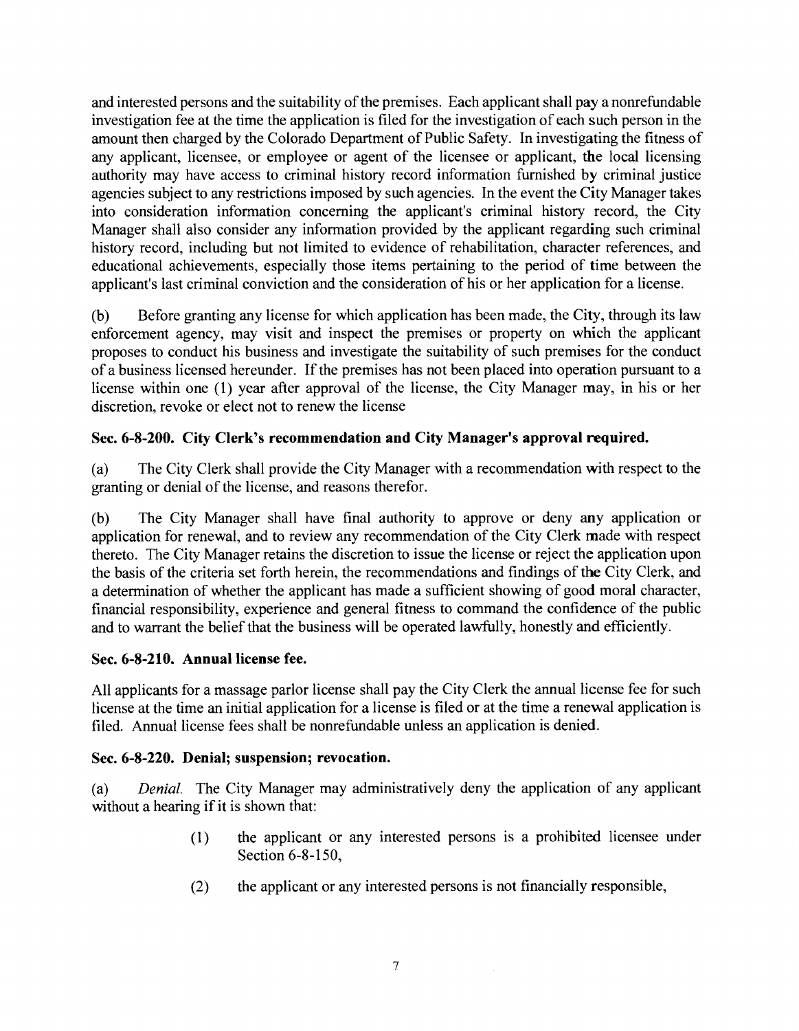and interested persons and the suitability of the premises. Each applicant shall pay a nonrefundable investigation fee at the time the application is filed for the investigation of each such person in the amount then charged by the Colorado Department of Public Safety. In investigating the fitness of any applicant, licensee, or employee or agent of the licensee or applicant, the local licensing authority may have access to criminal history record information furnished by criminal justice agencies subject to any restrictions imposed by such agencies. In the event the City Manager takes into consideration information concerning the applicant's criminal history record, the City Manager shall also consider any information provided by the applicant regarding such criminal history record, including but not limited to evidence of rehabilitation, character references, and educational achievements, especially those items pertaining to the period of time between the applicant's last criminal conviction and the consideration of his or her application for a license.

(b) Before granting any license for which application has been made, the City, through its law enforcement agency, may visit and inspect the premises or property on which the applicant proposes to conduct his business and investigate the suitability of such premises for the conduct of a business licensed hereunder. If the premises has not been placed into operation pursuant to a license within one (1) year after approval of the license, the City Manager may, in his or her discretion, revoke or elect not to renew the license

**Sec. 6-8-200. City Clerk's recommendation and City Manager's approval required.**

(a) The City Clerk shall provide the City Manager with a recommendation with respect to the granting or denial of the license, and reasons therefor.

(b) The City Manager shall have final authority to approve or deny any application or application for renewal, and to review any recommendation of the City Clerk made with respect thereto. The City Manager retains the discretion to issue the license or reject the application upon the basis of the criteria set forth herein, the recommendations and findings of the City Clerk, and a determination of whether the applicant has made a sufficient showing of good moral character, financial responsibility, experience and general fitness to command the confidence of the public and to warrant the belief that the business will be operated lawfully, honestly and efficiently.

**Sec. 6-8-210. Annual license fee.**

All applicants for a massage parlor license shall pay the City Clerk the annual license fee for such license at the time an initial application for a license is filed or at the time a renewal application is filed. Annual license fees shall be nonrefundable unless an application is denied.

**Sec. 6-8-220. Denial; suspension; revocation.**

(a) *Denial.* The City Manager may administratively deny the application of any applicant without a hearing if it is shown that:

(1) the applicant or any interested persons is a prohibited licensee under Section 6-8-150,

(2) the applicant or any interested persons is not financially responsible,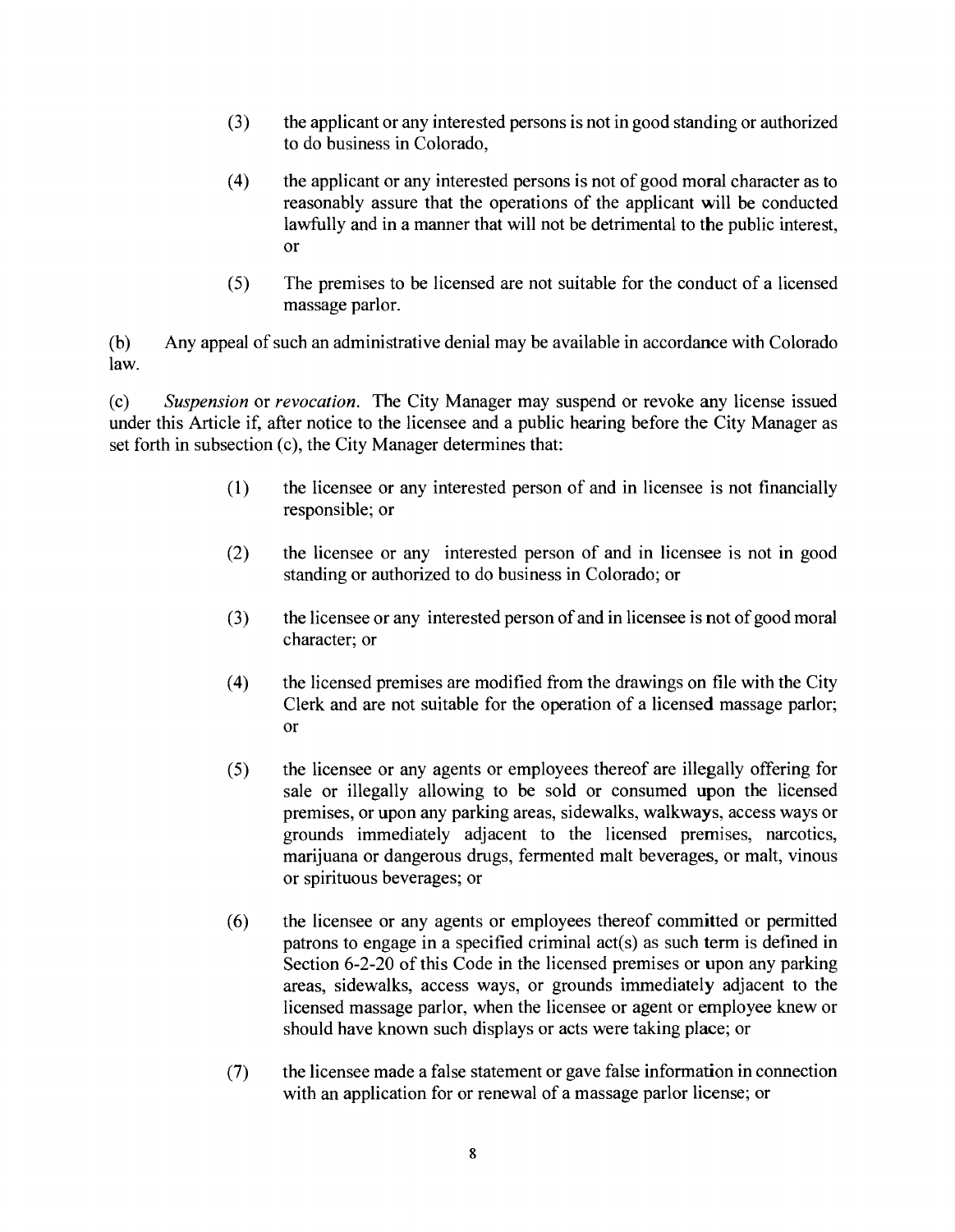(3) the applicant or any interested persons is not in good standing or authorized to do business in Colorado,

(4) the applicant or any interested persons is not of good moral character as to reasonably assure that the operations of the applicant will be conducted lawfully and in a manner that will not be detrimental to the public interest, or

(5) The premises to be licensed are not suitable for the conduct of a licensed massage parlor.

(b) Any appeal of such an administrative denial may be available in accordance with Colorado law.

(c) *Suspension* or *revocation*. The City Manager may suspend or revoke any license issued under this Article if, after notice to the licensee and a public hearing before the City Manager as set forth in subsection (c), the City Manager determines that:

(1) the licensee or any interested person of and in licensee is not financially responsible; or

(2) the licensee or any interested person of and in licensee is not in good standing or authorized to do business in Colorado; or

(3) the licensee or any interested person of and in licensee is not of good moral character; or

(4) the licensed premises are modified from the drawings on file with the City Clerk and are not suitable for the operation of a licensed massage parlor; or

(5) the licensee or any agents or employees thereof are illegally offering for sale or illegally allowing to be sold or consumed upon the licensed premises, or upon any parking areas, sidewalks, walkways, access ways or grounds immediately adjacent to the licensed premises, narcotics, marijuana or dangerous drugs, fermented malt beverages, or malt, vinous or spirituous beverages; or

(6) the licensee or any agents or employees thereof committed or permitted patrons to engage in a specified criminal act(s) as such term is defined in Section 6-2-20 of this Code in the licensed premises or upon any parking areas, sidewalks, access ways, or grounds immediately adjacent to the licensed massage parlor, when the licensee or agent or employee knew or should have known such displays or acts were taking place; or

(7) the licensee made a false statement or gave false information in connection with an application for or renewal of a massage parlor license; or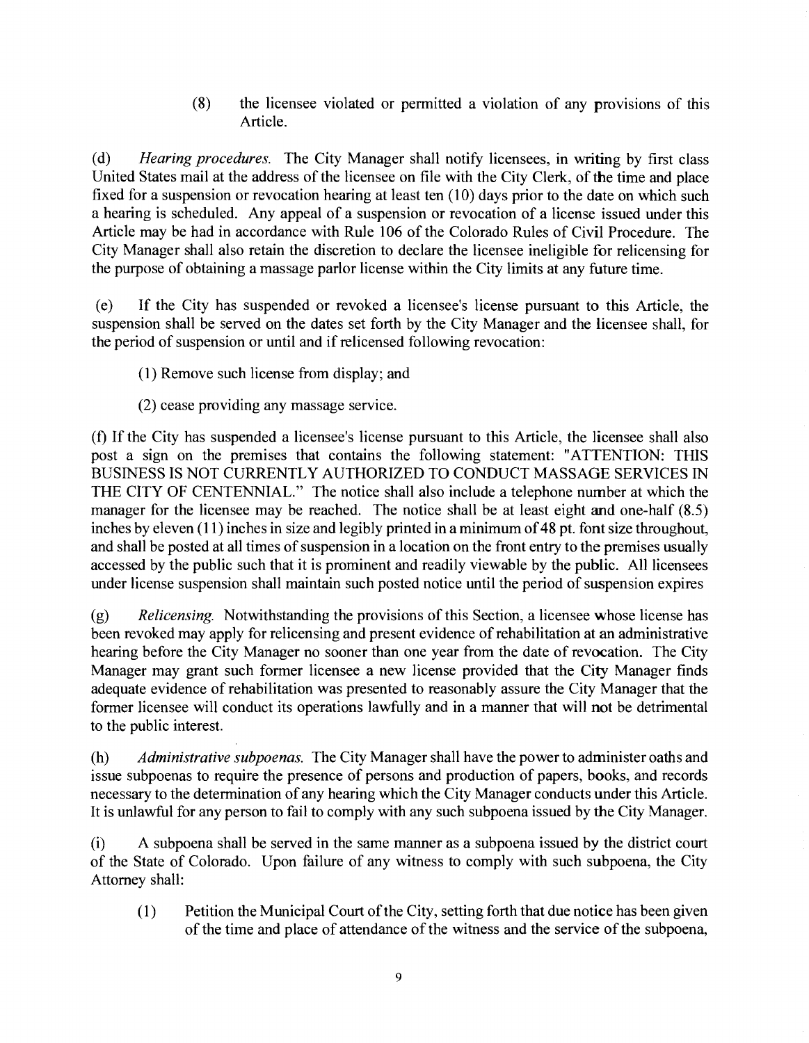(8) the licensee violated or permitted a violation of any provisions of this Article.

(d) *Hearing procedures.* The City Manager shall notify licensees, in writing by first class United States mail at the address of the licensee on file with the City Clerk, of the time and place fixed for a suspension or revocation hearing at least ten (10) days prior to the date on which such a hearing is scheduled. Any appeal of a suspension or revocation of a license issued under this Article may be had in accordance with Rule 106 of the Colorado Rules of Civil Procedure. The City Manager shall also retain the discretion to declare the licensee ineligible for relicensing for the purpose of obtaining a massage parlor license within the City limits at any future time.

(e) If the City has suspended or revoked a licensee's license pursuant to this Article, the suspension shall be served on the dates set forth by the City Manager and the licensee shall, for the period of suspension or until and if relicensed following revocation:

(1) Remove such license from display; and

(2) cease providing any massage service.

(f) If the City has suspended a licensee's license pursuant to this Article, the licensee shall also post a sign on the premises that contains the following statement: "ATTENTION: THIS BUSINESS IS NOT CURRENTLY AUTHORIZED TO CONDUCT MASSAGE SERVICES IN THE CITY OF CENTENNIAL." The notice shall also include a telephone number at which the manager for the licensee may be reached. The notice shall be at least eight and one-half (8.5) inches by eleven (11) inches in size and legibly printed in a minimum of 48 pt. font size throughout, and shall be posted at all times of suspension in a location on the front entry to the premises usually accessed by the public such that it is prominent and readily viewable by the public. All licensees under license suspension shall maintain such posted notice until the period of suspension expires

(g) *Relicensing.* Notwithstanding the provisions of this Section, a licensee whose license has been revoked may apply for relicensing and present evidence of rehabilitation at an administrative hearing before the City Manager no sooner than one year from the date of revocation. The City Manager may grant such former licensee a new license provided that the City Manager finds adequate evidence of rehabilitation was presented to reasonably assure the City Manager that the former licensee will conduct its operations lawfully and in a manner that will not be detrimental to the public interest.

(h) *Administrative subpoenas.* The City Manager shall have the power to administer oaths and issue subpoenas to require the presence of persons and production of papers, books, and records necessary to the determination of any hearing which the City Manager conducts under this Article. It is unlawful for any person to fail to comply with any such subpoena issued by the City Manager.

(i) A subpoena shall be served in the same manner as a subpoena issued by the district court of the State of Colorado. Upon failure of any witness to comply with such subpoena, the City Attorney shall:

(1) Petition the Municipal Court of the City, setting forth that due notice has been given of the time and place of attendance of the witness and the service of the subpoena,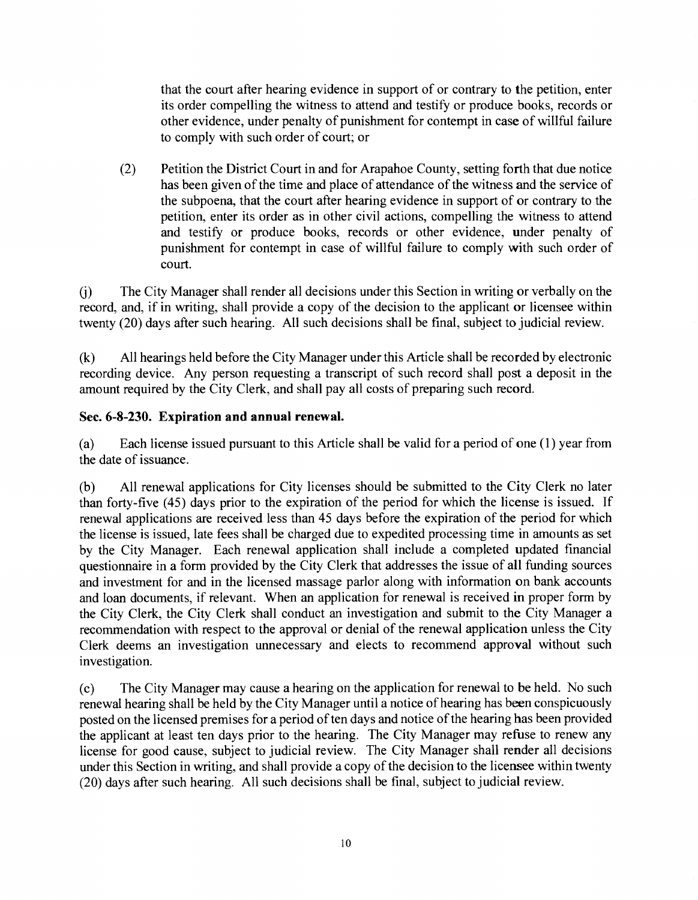that the court after hearing evidence in support of or contrary to the petition, enter its order compelling the witness to attend and testify or produce books, records or other evidence, under penalty of punishment for contempt in case of willful failure to comply with such order of court; or

(2) Petition the District Court in and for Arapahoe County, setting forth that due notice has been given of the time and place of attendance of the witness and the service of the subpoena, that the court after hearing evidence in support of or contrary to the petition, enter its order as in other civil actions, compelling the witness to attend and testify or produce books, records or other evidence, under penalty of punishment for contempt in case of willful failure to comply with such order of court.

(j) The City Manager shall render all decisions under this Section in writing or verbally on the record, and, if in writing, shall provide a copy of the decision to the applicant or licensee within twenty (20) days after such hearing. All such decisions shall be final, subject to judicial review.

(k) All hearings held before the City Manager under this Article shall be recorded by electronic recording device. Any person requesting a transcript of such record shall post a deposit in the amount required by the City Clerk, and shall pay all costs of preparing such record.

**Sec. 6-8-230. Expiration and annual renewal.**

(a) Each license issued pursuant to this Article shall be valid for a period of one (1) year from the date of issuance.

(b) All renewal applications for City licenses should be submitted to the City Clerk no later than forty-five (45) days prior to the expiration of the period for which the license is issued. If renewal applications are received less than 45 days before the expiration of the period for which the license is issued, late fees shall be charged due to expedited processing time in amounts as set by the City Manager. Each renewal application shall include a completed updated financial questionnaire in a form provided by the City Clerk that addresses the issue of all funding sources and investment for and in the licensed massage parlor along with information on bank accounts and loan documents, if relevant. When an application for renewal is received in proper form by the City Clerk, the City Clerk shall conduct an investigation and submit to the City Manager a recommendation with respect to the approval or denial of the renewal application unless the City Clerk deems an investigation unnecessary and elects to recommend approval without such investigation.

(c) The City Manager may cause a hearing on the application for renewal to be held. No such renewal hearing shall be held by the City Manager until a notice of hearing has been conspicuously posted on the licensed premises for a period of ten days and notice of the hearing has been provided the applicant at least ten days prior to the hearing. The City Manager may refuse to renew any license for good cause, subject to judicial review. The City Manager shall render all decisions under this Section in writing, and shall provide a copy of the decision to the licensee within twenty (20) days after such hearing. All such decisions shall be final, subject to judicial review.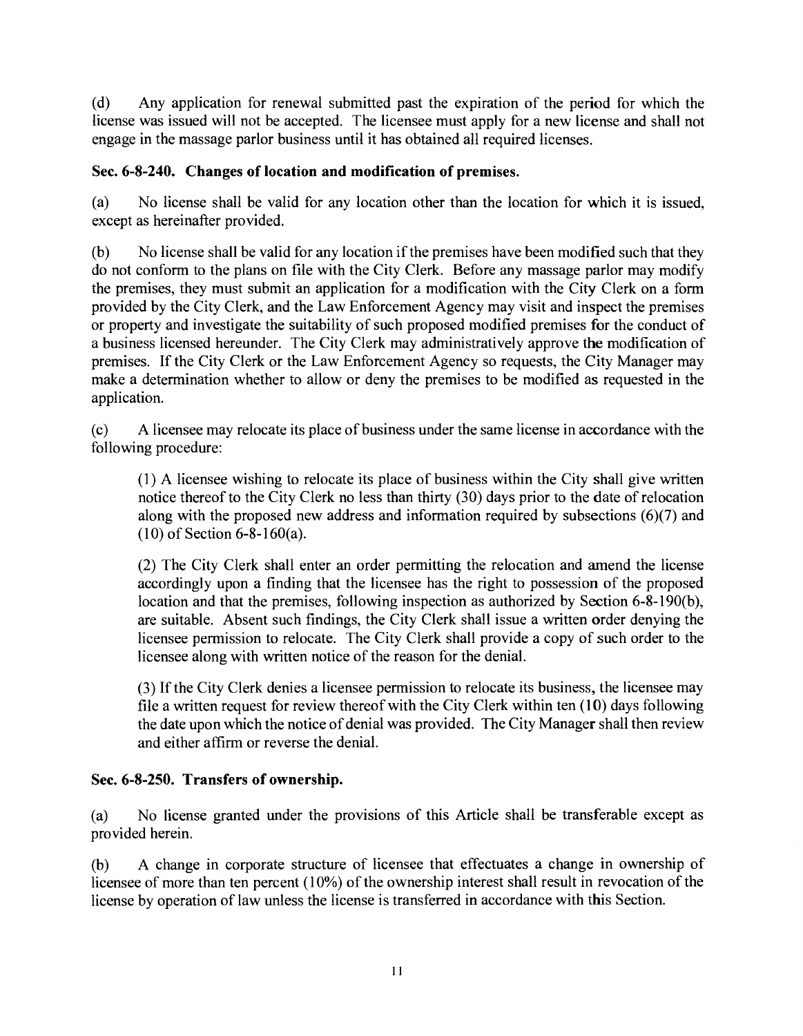(d) Any application for renewal submitted past the expiration of the period for which the license was issued will not be accepted. The licensee must apply for a new license and shall not engage in the massage parlor business until it has obtained all required licenses.

**Sec. 6-8-240. Changes of location and modification of premises.**

(a) No license shall be valid for any location other than the location for which it is issued, except as hereinafter provided.

(b) No license shall be valid for any location if the premises have been modified such that they do not conform to the plans on file with the City Clerk. Before any massage parlor may modify the premises, they must submit an application for a modification with the City Clerk on a form provided by the City Clerk, and the Law Enforcement Agency may visit and inspect the premises or property and investigate the suitability of such proposed modified premises for the conduct of a business licensed hereunder. The City Clerk may administratively approve the modification of premises. If the City Clerk or the Law Enforcement Agency so requests, the City Manager may make a determination whether to allow or deny the premises to be modified as requested in the application.

(c) A licensee may relocate its place of business under the same license in accordance with the following procedure:

> (1) A licensee wishing to relocate its place of business within the City shall give written notice thereof to the City Clerk no less than thirty (30) days prior to the date of relocation along with the proposed new address and information required by subsections (6)(7) and (10) of Section 6-8-160(a).
>
> (2) The City Clerk shall enter an order permitting the relocation and amend the license accordingly upon a finding that the licensee has the right to possession of the proposed location and that the premises, following inspection as authorized by Section 6-8-190(b), are suitable. Absent such findings, the City Clerk shall issue a written order denying the licensee permission to relocate. The City Clerk shall provide a copy of such order to the licensee along with written notice of the reason for the denial.
>
> (3) If the City Clerk denies a licensee permission to relocate its business, the licensee may file a written request for review thereof with the City Clerk within ten (10) days following the date upon which the notice of denial was provided. The City Manager shall then review and either affirm or reverse the denial.

**Sec. 6-8-250. Transfers of ownership.**

(a) No license granted under the provisions of this Article shall be transferable except as provided herein.

(b) A change in corporate structure of licensee that effectuates a change in ownership of licensee of more than ten percent (10%) of the ownership interest shall result in revocation of the license by operation of law unless the license is transferred in accordance with this Section.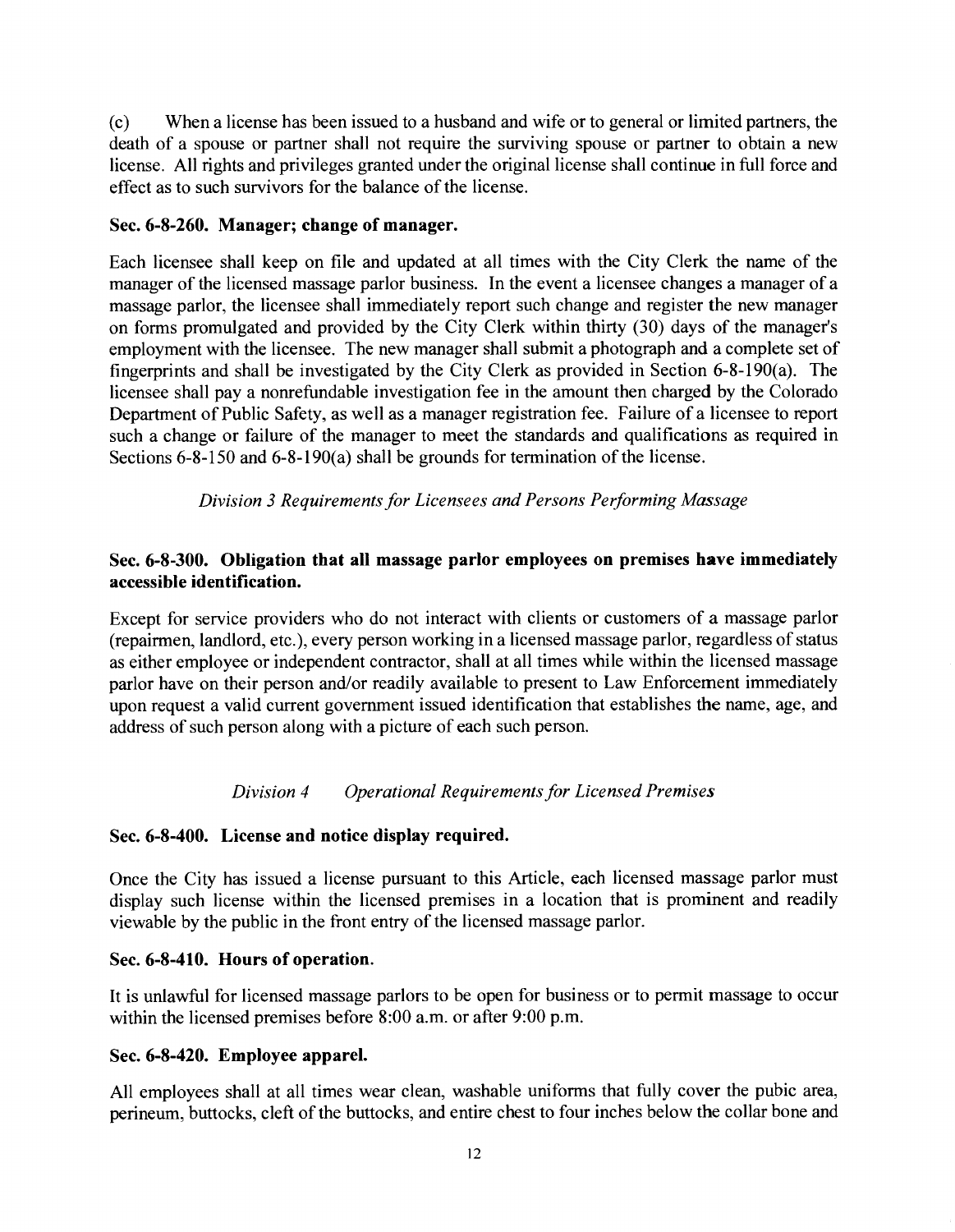(c) When a license has been issued to a husband and wife or to general or limited partners, the death of a spouse or partner shall not require the surviving spouse or partner to obtain a new license. All rights and privileges granted under the original license shall continue in full force and effect as to such survivors for the balance of the license.

**Sec. 6-8-260. Manager; change of manager.**

Each licensee shall keep on file and updated at all times with the City Clerk the name of the manager of the licensed massage parlor business. In the event a licensee changes a manager of a massage parlor, the licensee shall immediately report such change and register the new manager on forms promulgated and provided by the City Clerk within thirty (30) days of the manager's employment with the licensee. The new manager shall submit a photograph and a complete set of fingerprints and shall be investigated by the City Clerk as provided in Section 6-8-190(a). The licensee shall pay a nonrefundable investigation fee in the amount then charged by the Colorado Department of Public Safety, as well as a manager registration fee. Failure of a licensee to report such a change or failure of the manager to meet the standards and qualifications as required in Sections 6-8-150 and 6-8-190(a) shall be grounds for termination of the license.

*Division 3 Requirements for Licensees and Persons Performing Massage*

**Sec. 6-8-300. Obligation that all massage parlor employees on premises have immediately accessible identification.**

Except for service providers who do not interact with clients or customers of a massage parlor (repairmen, landlord, etc.), every person working in a licensed massage parlor, regardless of status as either employee or independent contractor, shall at all times while within the licensed massage parlor have on their person and/or readily available to present to Law Enforcement immediately upon request a valid current government issued identification that establishes the name, age, and address of such person along with a picture of each such person.

*Division 4 Operational Requirements for Licensed Premises*

**Sec. 6-8-400. License and notice display required.**

Once the City has issued a license pursuant to this Article, each licensed massage parlor must display such license within the licensed premises in a location that is prominent and readily viewable by the public in the front entry of the licensed massage parlor.

**Sec. 6-8-410. Hours of operation.**

It is unlawful for licensed massage parlors to be open for business or to permit massage to occur within the licensed premises before 8:00 a.m. or after 9:00 p.m.

**Sec. 6-8-420. Employee apparel.**

All employees shall at all times wear clean, washable uniforms that fully cover the pubic area, perineum, buttocks, cleft of the buttocks, and entire chest to four inches below the collar bone and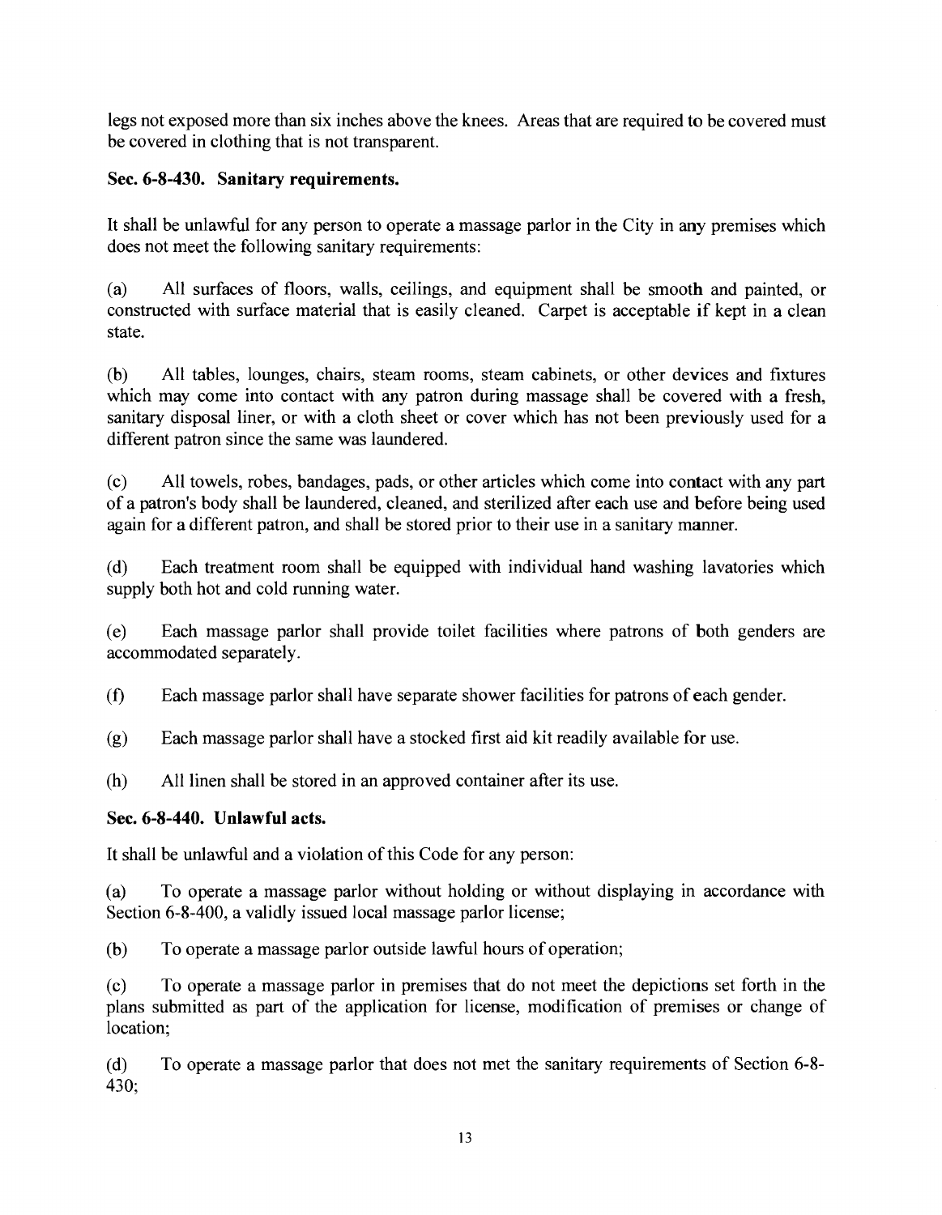legs not exposed more than six inches above the knees. Areas that are required to be covered must be covered in clothing that is not transparent.

**Sec. 6-8-430. Sanitary requirements.**

It shall be unlawful for any person to operate a massage parlor in the City in any premises which does not meet the following sanitary requirements:

(a) All surfaces of floors, walls, ceilings, and equipment shall be smooth and painted, or constructed with surface material that is easily cleaned. Carpet is acceptable if kept in a clean state.

(b) All tables, lounges, chairs, steam rooms, steam cabinets, or other devices and fixtures which may come into contact with any patron during massage shall be covered with a fresh, sanitary disposal liner, or with a cloth sheet or cover which has not been previously used for a different patron since the same was laundered.

(c) All towels, robes, bandages, pads, or other articles which come into contact with any part of a patron's body shall be laundered, cleaned, and sterilized after each use and before being used again for a different patron, and shall be stored prior to their use in a sanitary manner.

(d) Each treatment room shall be equipped with individual hand washing lavatories which supply both hot and cold running water.

(e) Each massage parlor shall provide toilet facilities where patrons of both genders are accommodated separately.

(f) Each massage parlor shall have separate shower facilities for patrons of each gender.

(g) Each massage parlor shall have a stocked first aid kit readily available for use.

(h) All linen shall be stored in an approved container after its use.

**Sec. 6-8-440. Unlawful acts.**

It shall be unlawful and a violation of this Code for any person:

(a) To operate a massage parlor without holding or without displaying in accordance with Section 6-8-400, a validly issued local massage parlor license;

(b) To operate a massage parlor outside lawful hours of operation;

(c) To operate a massage parlor in premises that do not meet the depictions set forth in the plans submitted as part of the application for license, modification of premises or change of location;

(d) To operate a massage parlor that does not met the sanitary requirements of Section 6-8-430;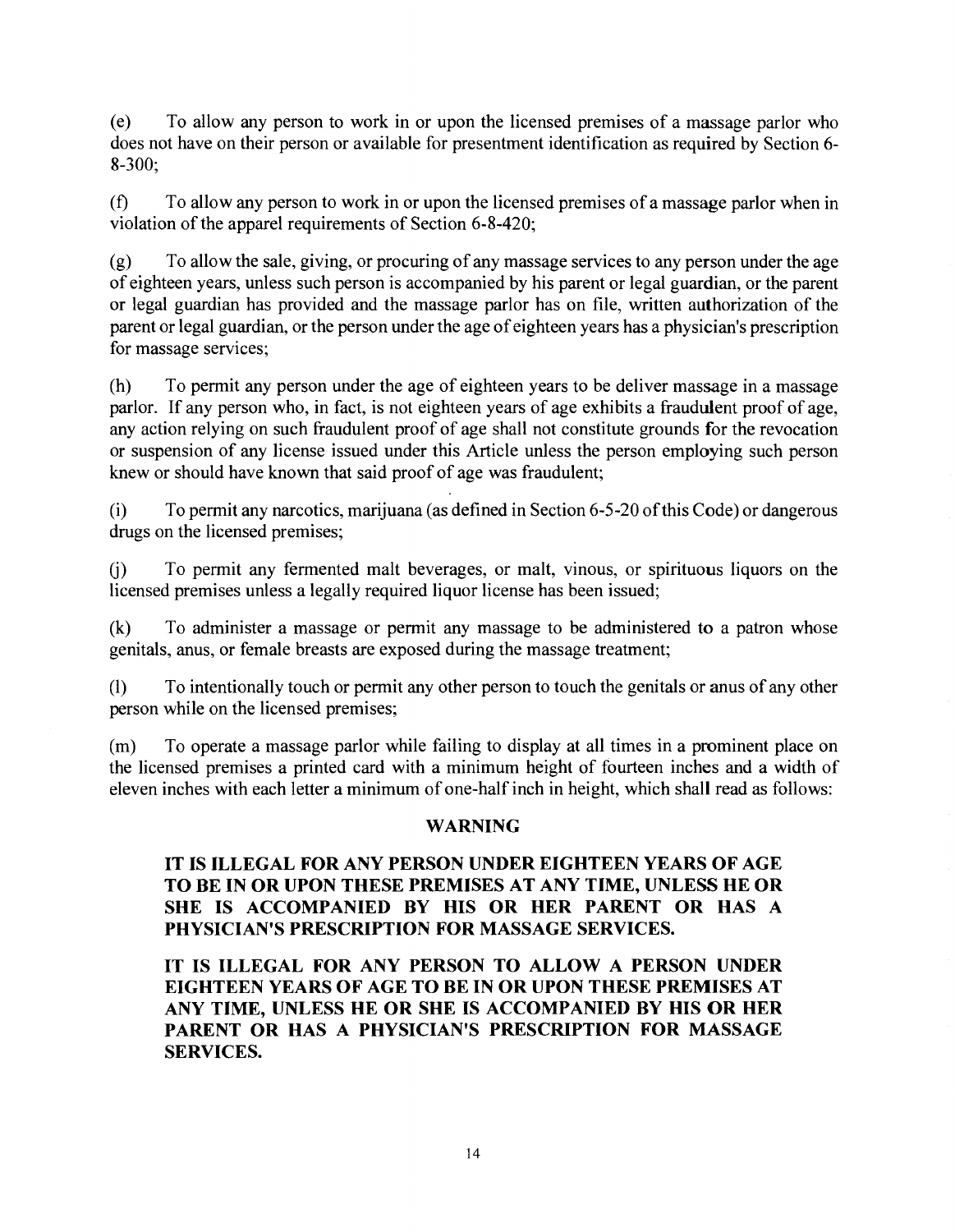(e) To allow any person to work in or upon the licensed premises of a massage parlor who does not have on their person or available for presentment identification as required by Section 6-8-300;

(f) To allow any person to work in or upon the licensed premises of a massage parlor when in violation of the apparel requirements of Section 6-8-420;

(g) To allow the sale, giving, or procuring of any massage services to any person under the age of eighteen years, unless such person is accompanied by his parent or legal guardian, or the parent or legal guardian has provided and the massage parlor has on file, written authorization of the parent or legal guardian, or the person under the age of eighteen years has a physician's prescription for massage services;

(h) To permit any person under the age of eighteen years to be deliver massage in a massage parlor. If any person who, in fact, is not eighteen years of age exhibits a fraudulent proof of age, any action relying on such fraudulent proof of age shall not constitute grounds for the revocation or suspension of any license issued under this Article unless the person employing such person knew or should have known that said proof of age was fraudulent;

(i) To permit any narcotics, marijuana (as defined in Section 6-5-20 of this Code) or dangerous drugs on the licensed premises;

(j) To permit any fermented malt beverages, or malt, vinous, or spirituous liquors on the licensed premises unless a legally required liquor license has been issued;

(k) To administer a massage or permit any massage to be administered to a patron whose genitals, anus, or female breasts are exposed during the massage treatment;

(l) To intentionally touch or permit any other person to touch the genitals or anus of any other person while on the licensed premises;

(m) To operate a massage parlor while failing to display at all times in a prominent place on the licensed premises a printed card with a minimum height of fourteen inches and a width of eleven inches with each letter a minimum of one-half inch in height, which shall read as follows:

**WARNING**

**IT IS ILLEGAL FOR ANY PERSON UNDER EIGHTEEN YEARS OF AGE TO BE IN OR UPON THESE PREMISES AT ANY TIME, UNLESS HE OR SHE IS ACCOMPANIED BY HIS OR HER PARENT OR HAS A PHYSICIAN'S PRESCRIPTION FOR MASSAGE SERVICES.**

**IT IS ILLEGAL FOR ANY PERSON TO ALLOW A PERSON UNDER EIGHTEEN YEARS OF AGE TO BE IN OR UPON THESE PREMISES AT ANY TIME, UNLESS HE OR SHE IS ACCOMPANIED BY HIS OR HER PARENT OR HAS A PHYSICIAN'S PRESCRIPTION FOR MASSAGE SERVICES.**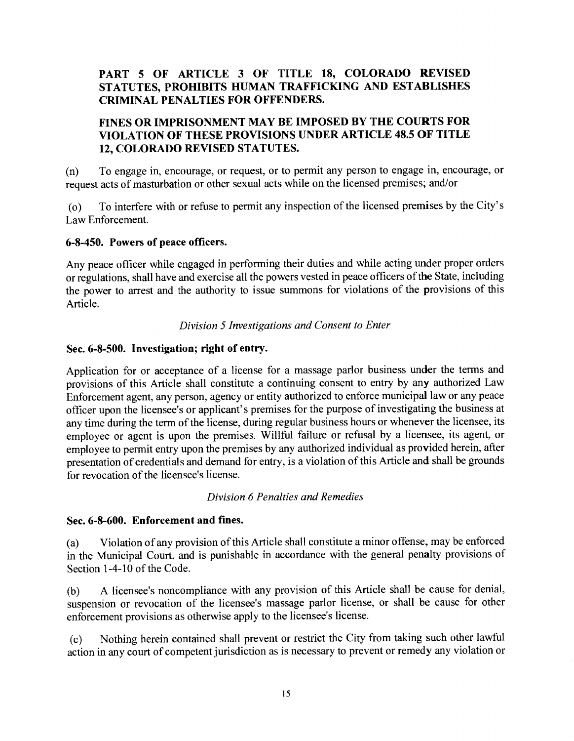**PART 5 OF ARTICLE 3 OF TITLE 18, COLORADO REVISED STATUTES, PROHIBITS HUMAN TRAFFICKING AND ESTABLISHES CRIMINAL PENALTIES FOR OFFENDERS.**

**FINES OR IMPRISONMENT MAY BE IMPOSED BY THE COURTS FOR VIOLATION OF THESE PROVISIONS UNDER ARTICLE 48.5 OF TITLE 12, COLORADO REVISED STATUTES.**

(n) To engage in, encourage, or request, or to permit any person to engage in, encourage, or request acts of masturbation or other sexual acts while on the licensed premises; and/or

(o) To interfere with or refuse to permit any inspection of the licensed premises by the City's Law Enforcement.

**6-8-450. Powers of peace officers.**

Any peace officer while engaged in performing their duties and while acting under proper orders or regulations, shall have and exercise all the powers vested in peace officers of the State, including the power to arrest and the authority to issue summons for violations of the provisions of this Article.

*Division 5 Investigations and Consent to Enter*

**Sec. 6-8-500. Investigation; right of entry.**

Application for or acceptance of a license for a massage parlor business under the terms and provisions of this Article shall constitute a continuing consent to entry by any authorized Law Enforcement agent, any person, agency or entity authorized to enforce municipal law or any peace officer upon the licensee's or applicant's premises for the purpose of investigating the business at any time during the term of the license, during regular business hours or whenever the licensee, its employee or agent is upon the premises. Willful failure or refusal by a licensee, its agent, or employee to permit entry upon the premises by any authorized individual as provided herein, after presentation of credentials and demand for entry, is a violation of this Article and shall be grounds for revocation of the licensee's license.

*Division 6 Penalties and Remedies*

**Sec. 6-8-600. Enforcement and fines.**

(a) Violation of any provision of this Article shall constitute a minor offense, may be enforced in the Municipal Court, and is punishable in accordance with the general penalty provisions of Section 1-4-10 of the Code.

(b) A licensee's noncompliance with any provision of this Article shall be cause for denial, suspension or revocation of the licensee's massage parlor license, or shall be cause for other enforcement provisions as otherwise apply to the licensee's license.

(c) Nothing herein contained shall prevent or restrict the City from taking such other lawful action in any court of competent jurisdiction as is necessary to prevent or remedy any violation or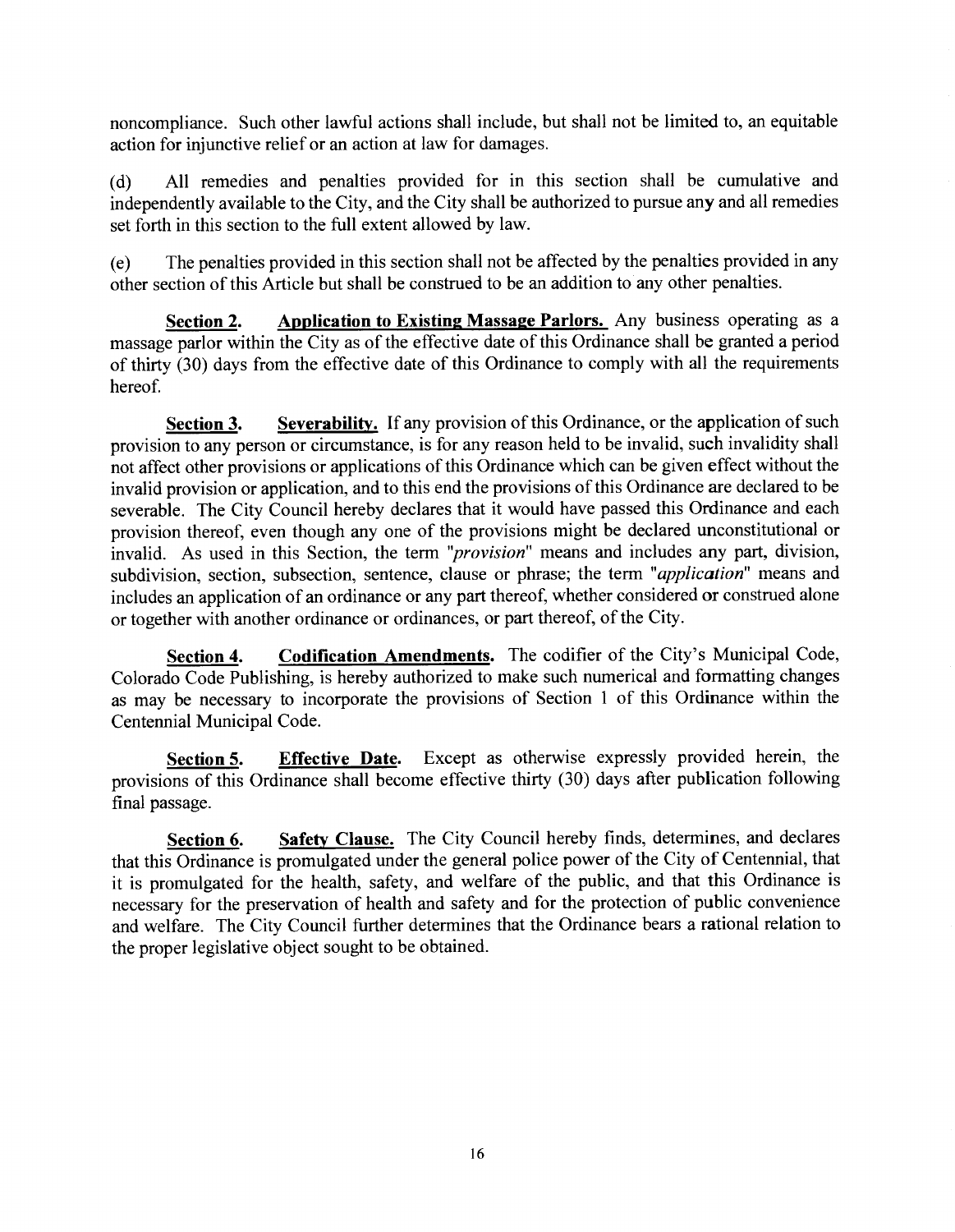noncompliance. Such other lawful actions shall include, but shall not be limited to, an equitable action for injunctive relief or an action at law for damages.

(d) All remedies and penalties provided for in this section shall be cumulative and independently available to the City, and the City shall be authorized to pursue any and all remedies set forth in this section to the full extent allowed by law.

(e) The penalties provided in this section shall not be affected by the penalties provided in any other section of this Article but shall be construed to be an addition to any other penalties.

**Section 2.** **Application to Existing Massage Parlors.** Any business operating as a massage parlor within the City as of the effective date of this Ordinance shall be granted a period of thirty (30) days from the effective date of this Ordinance to comply with all the requirements hereof.

**Section 3.** **Severability.** If any provision of this Ordinance, or the application of such provision to any person or circumstance, is for any reason held to be invalid, such invalidity shall not affect other provisions or applications of this Ordinance which can be given effect without the invalid provision or application, and to this end the provisions of this Ordinance are declared to be severable. The City Council hereby declares that it would have passed this Ordinance and each provision thereof, even though any one of the provisions might be declared unconstitutional or invalid. As used in this Section, the term "*provision*" means and includes any part, division, subdivision, section, subsection, sentence, clause or phrase; the term "*application*" means and includes an application of an ordinance or any part thereof, whether considered or construed alone or together with another ordinance or ordinances, or part thereof, of the City.

**Section 4.** **Codification Amendments.** The codifier of the City's Municipal Code, Colorado Code Publishing, is hereby authorized to make such numerical and formatting changes as may be necessary to incorporate the provisions of Section 1 of this Ordinance within the Centennial Municipal Code.

**Section 5.** **Effective Date.** Except as otherwise expressly provided herein, the provisions of this Ordinance shall become effective thirty (30) days after publication following final passage.

**Section 6.** **Safety Clause.** The City Council hereby finds, determines, and declares that this Ordinance is promulgated under the general police power of the City of Centennial, that it is promulgated for the health, safety, and welfare of the public, and that this Ordinance is necessary for the preservation of health and safety and for the protection of public convenience and welfare. The City Council further determines that the Ordinance bears a rational relation to the proper legislative object sought to be obtained.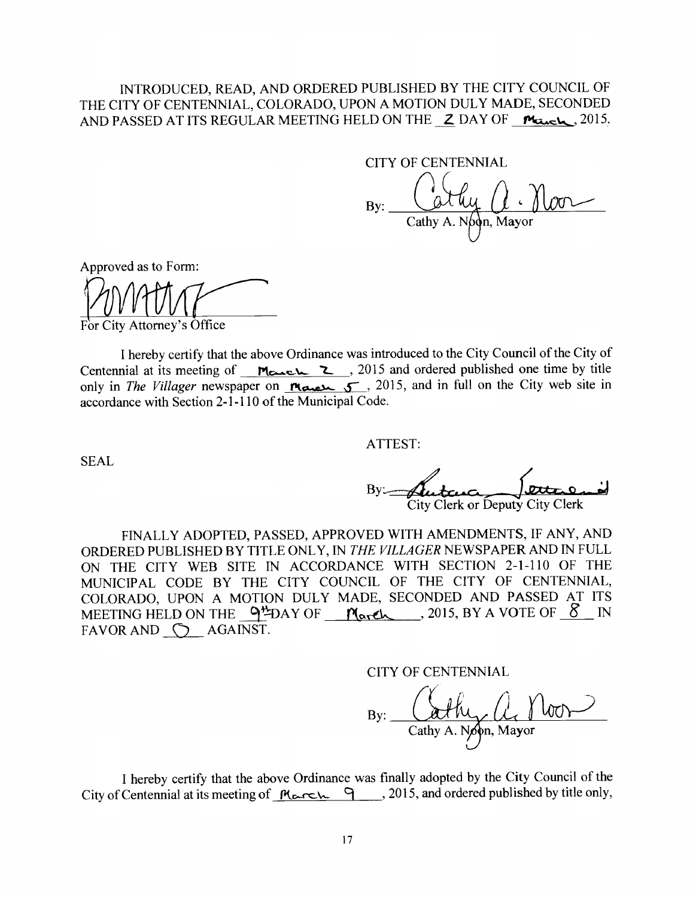INTRODUCED, READ, AND ORDERED PUBLISHED BY THE CITY COUNCIL OF THE CITY OF CENTENNIAL, COLORADO, UPON A MOTION DULY MADE, SECONDED AND PASSED AT ITS REGULAR MEETING HELD ON THE 2 DAY OF March, 2015.

CITY OF CENTENNIAL

By: ______________________
Cathy A. Noon, Mayor

Approved as to Form:

______________________
For City Attorney's Office

I hereby certify that the above Ordinance was introduced to the City Council of the City of Centennial at its meeting of March 2, 2015 and ordered published one time by title only in *The Villager* newspaper on March 5, 2015, and in full on the City web site in accordance with Section 2-1-110 of the Municipal Code.

SEAL

ATTEST:

By: ______________________
City Clerk or Deputy City Clerk

FINALLY ADOPTED, PASSED, APPROVED WITH AMENDMENTS, IF ANY, AND ORDERED PUBLISHED BY TITLE ONLY, IN *THE VILLAGER* NEWSPAPER AND IN FULL ON THE CITY WEB SITE IN ACCORDANCE WITH SECTION 2-1-110 OF THE MUNICIPAL CODE BY THE CITY COUNCIL OF THE CITY OF CENTENNIAL, COLORADO, UPON A MOTION DULY MADE, SECONDED AND PASSED AT ITS MEETING HELD ON THE 9th DAY OF March, 2015, BY A VOTE OF 8 IN FAVOR AND 0 AGAINST.

CITY OF CENTENNIAL

By: ______________________
Cathy A. Noon, Mayor

I hereby certify that the above Ordinance was finally adopted by the City Council of the City of Centennial at its meeting of March 9, 2015, and ordered published by title only,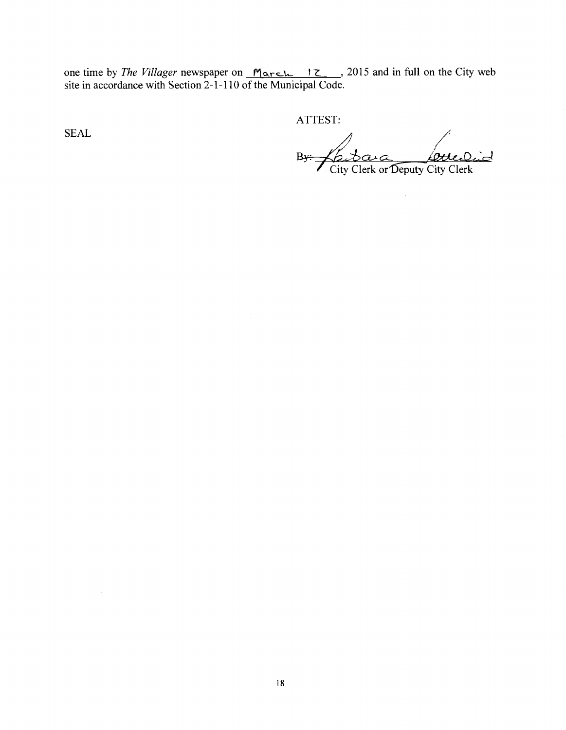one time by *The Villager* newspaper on March 12, 2015 and in full on the City web site in accordance with Section 2-1-110 of the Municipal Code.

SEAL

ATTEST:

By: Barbara [signature]
City Clerk or Deputy City Clerk